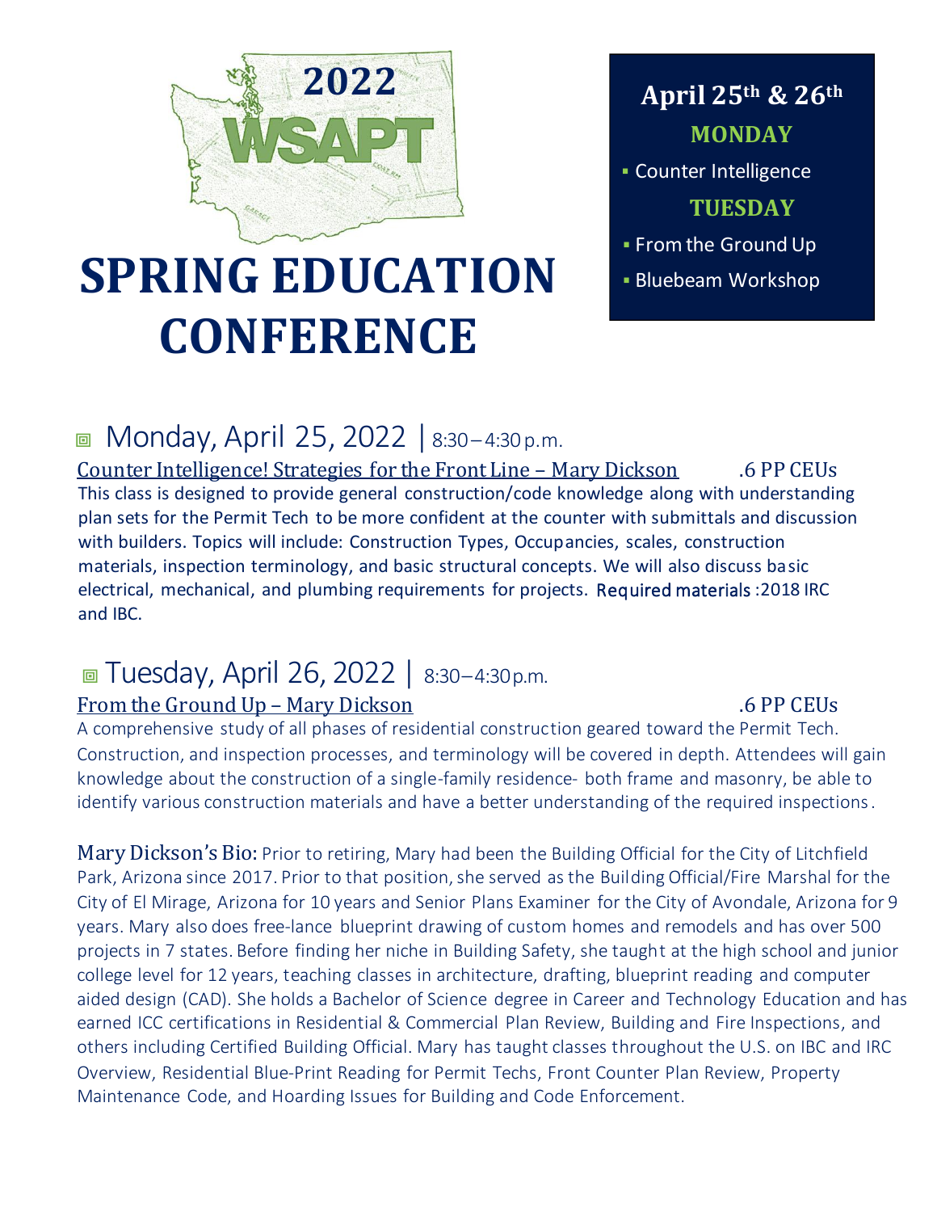2022

WSAPT

# SPRING EDUCATION CONFERENCE

**April 25th & 26th**

**MONDAY**

- Counter Intelligence

**TUESDAY**

- From the Ground Up
- Bluebeam Workshop

## Monday, April 25, 2022 | 8:30–4:30 p.m.

Counter Intelligence! Strategies for the Front Line – Mary Dickson .6 PP CEUs

This class is designed to provide general construction/code knowledge along with understanding plan sets for the Permit Tech to be more confident at the counter with submittals and discussion with builders. Topics will include: Construction Types, Occupancies, scales, construction materials, inspection terminology, and basic structural concepts. We will also discuss basic electrical, mechanical, and plumbing requirements for projects. Required materials :2018 IRC and IBC.

## Tuesday, April 26, 2022 | 8:30–4:30 p.m.

From the Ground Up – Mary Dickson .6 PP CEUs

A comprehensive study of all phases of residential construction geared toward the Permit Tech. Construction, and inspection processes, and terminology will be covered in depth. Attendees will gain knowledge about the construction of a single-family residence- both frame and masonry, be able to identify various construction materials and have a better understanding of the required inspections.

Mary Dickson's Bio: Prior to retiring, Mary had been the Building Official for the City of Litchfield Park, Arizona since 2017. Prior to that position, she served as the Building Official/Fire Marshal for the City of El Mirage, Arizona for 10 years and Senior Plans Examiner for the City of Avondale, Arizona for 9 years. Mary also does free-lance blueprint drawing of custom homes and remodels and has over 500 projects in 7 states. Before finding her niche in Building Safety, she taught at the high school and junior college level for 12 years, teaching classes in architecture, drafting, blueprint reading and computer aided design (CAD). She holds a Bachelor of Science degree in Career and Technology Education and has earned ICC certifications in Residential & Commercial Plan Review, Building and Fire Inspections, and others including Certified Building Official. Mary has taught classes throughout the U.S. on IBC and IRC Overview, Residential Blue-Print Reading for Permit Techs, Front Counter Plan Review, Property Maintenance Code, and Hoarding Issues for Building and Code Enforcement.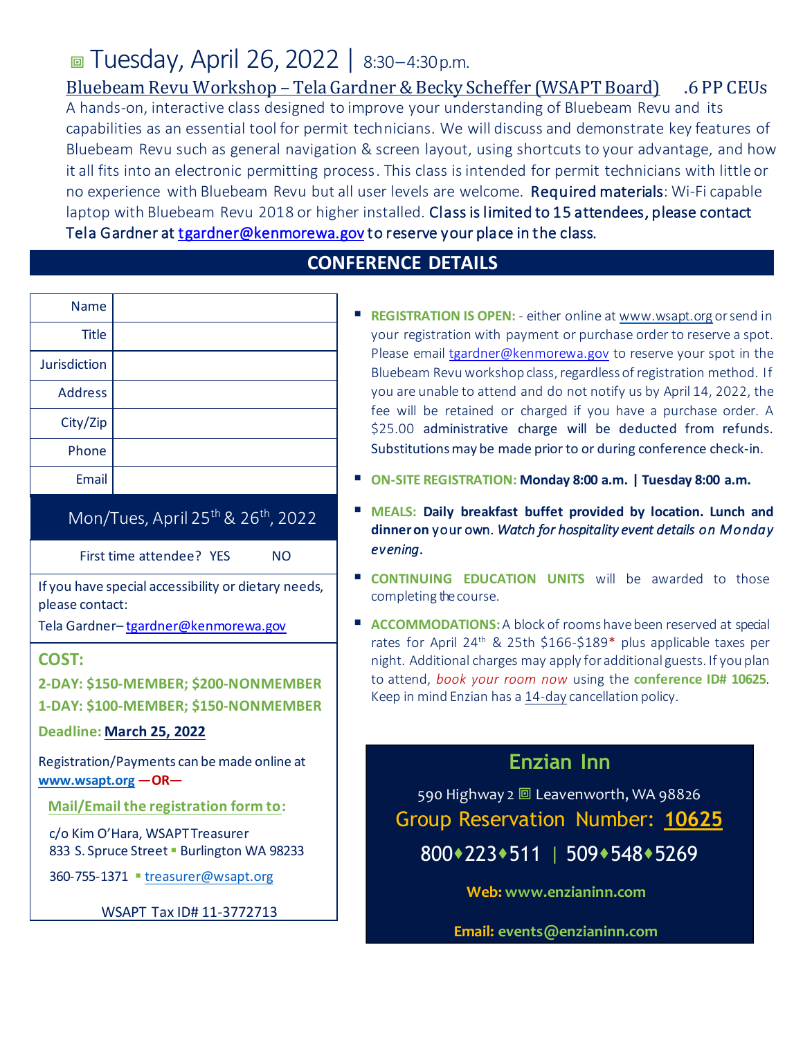## Tuesday, April 26, 2022 | 8:30–4:30 p.m.

Bluebeam Revu Workshop – Tela Gardner & Becky Scheffer (WSAPT Board) .6 PP CEUs

A hands-on, interactive class designed to improve your understanding of Bluebeam Revu and its capabilities as an essential tool for permit technicians. We will discuss and demonstrate key features of Bluebeam Revu such as general navigation & screen layout, using shortcuts to your advantage, and how it all fits into an electronic permitting process. This class is intended for permit technicians with little or no experience with Bluebeam Revu but all user levels are welcome. Required materials: Wi-Fi capable laptop with Bluebeam Revu 2018 or higher installed. Class is limited to 15 attendees, please contact Tela Gardner at tgardner@kenmorewa.gov to reserve your place in the class.

## CONFERENCE DETAILS

| | |
|---|---|
| Name | |
| Title | |
| Jurisdiction | |
| Address | |
| City/Zip | |
| Phone | |
| Email | |

**Mon/Tues, April 25th & 26th, 2022**

First time attendee? YES NO

If you have special accessibility or dietary needs, please contact:
Tela Gardner– tgardner@kenmorewa.gov

**COST:**

**2-DAY: $150-MEMBER; $200-NONMEMBER**

**1-DAY: $100-MEMBER; $150-NONMEMBER**

**Deadline: March 25, 2022**

Registration/Payments can be made online at **www.wsapt.org** **—OR—**

**Mail/Email the registration form to:**

c/o Kim O'Hara, WSAPT Treasurer
833 S. Spruce Street ▪ Burlington WA 98233

360-755-1371 ▪ treasurer@wsapt.org

WSAPT Tax ID# 11-3772713

- **REGISTRATION IS OPEN:** - either online at www.wsapt.org or send in your registration with payment or purchase order to reserve a spot. Please email tgardner@kenmorewa.gov to reserve your spot in the Bluebeam Revu workshop class, regardless of registration method. If you are unable to attend and do not notify us by April 14, 2022, the fee will be retained or charged if you have a purchase order. A $25.00 administrative charge will be deducted from refunds. Substitutions may be made prior to or during conference check-in.
- **ON-SITE REGISTRATION: Monday 8:00 a.m. | Tuesday 8:00 a.m.**
- **MEALS: Daily breakfast buffet provided by location. Lunch and dinner on your own.** *Watch for hospitality event details on Monday evening.*
- **CONTINUING EDUCATION UNITS** will be awarded to those completing the course.
- **ACCOMMODATIONS:** A block of rooms have been reserved at special rates for April 24th & 25th $166-$189* plus applicable taxes per night. Additional charges may apply for additional guests. If you plan to attend, *book your room now* using the **conference ID# 10625**. Keep in mind Enzian has a 14-day cancellation policy.

**Enzian Inn**

590 Highway 2 ▪ Leavenworth, WA 98826

Group Reservation Number: **10625**

800♦223♦511 | 509♦548♦5269

**Web:** www.enzianinn.com

**Email:** events@enzianinn.com